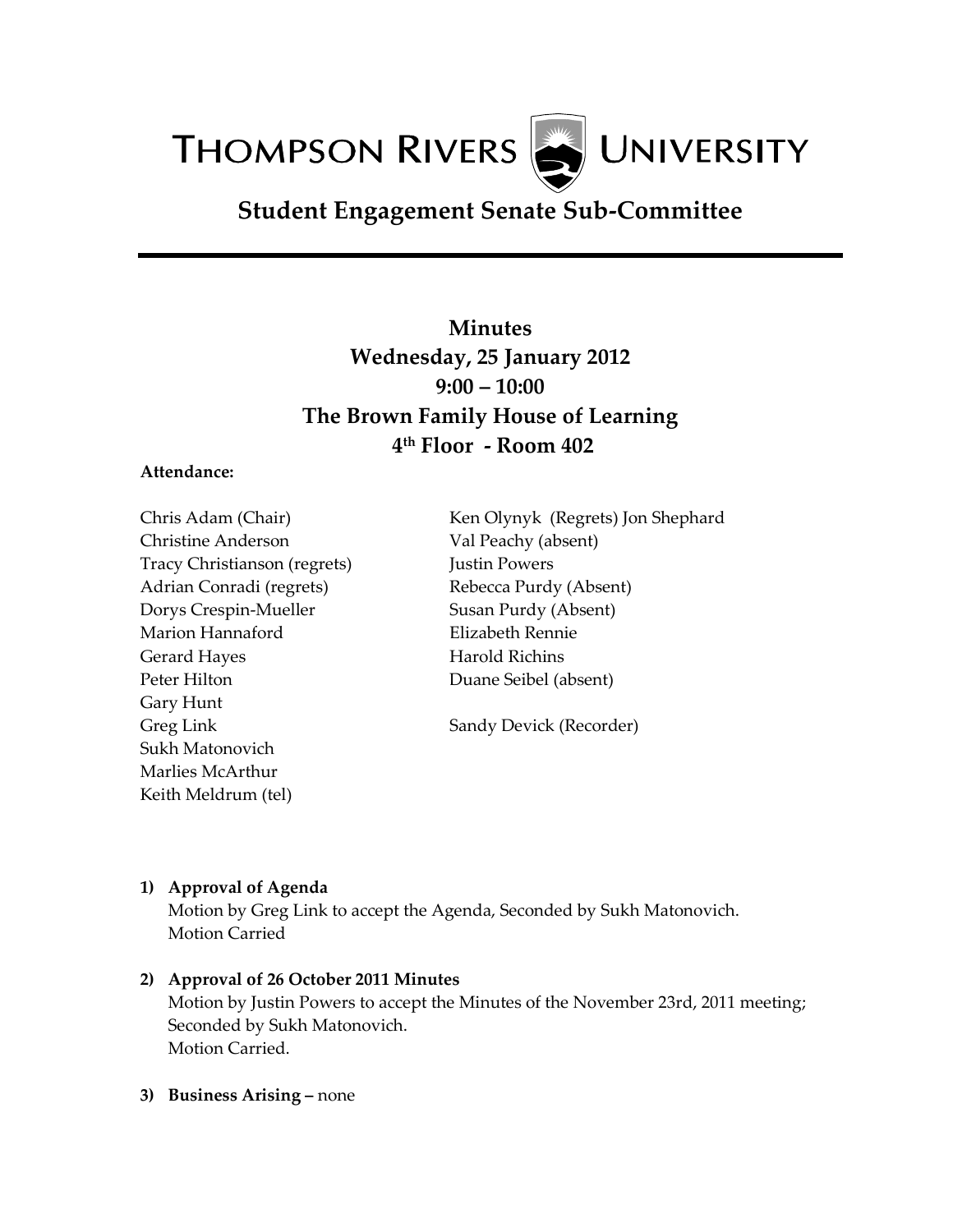# THOMPSON RIVERS UNIVERSITY

## Student Engagement Senate Sub-Committee

**Minutes**
**Wednesday, 25 January 2012**
**9:00 – 10:00**
**The Brown Family House of Learning**
**4th Floor - Room 402**

**Attendance:**

Chris Adam (Chair)
Christine Anderson
Tracy Christianson (regrets)
Adrian Conradi (regrets)
Dorys Crespin-Mueller
Marion Hannaford
Gerard Hayes
Peter Hilton
Gary Hunt
Greg Link
Sukh Matonovich
Marlies McArthur
Keith Meldrum (tel)
Ken Olynyk (Regrets) Jon Shephard
Val Peachy (absent)
Justin Powers
Rebecca Purdy (Absent)
Susan Purdy (Absent)
Elizabeth Rennie
Harold Richins
Duane Seibel (absent)

Sandy Devick (Recorder)

1) **Approval of Agenda**
   Motion by Greg Link to accept the Agenda, Seconded by Sukh Matonovich.
   Motion Carried

2) **Approval of 26 October 2011 Minutes**
   Motion by Justin Powers to accept the Minutes of the November 23rd, 2011 meeting; Seconded by Sukh Matonovich.
   Motion Carried.

3) **Business Arising –** none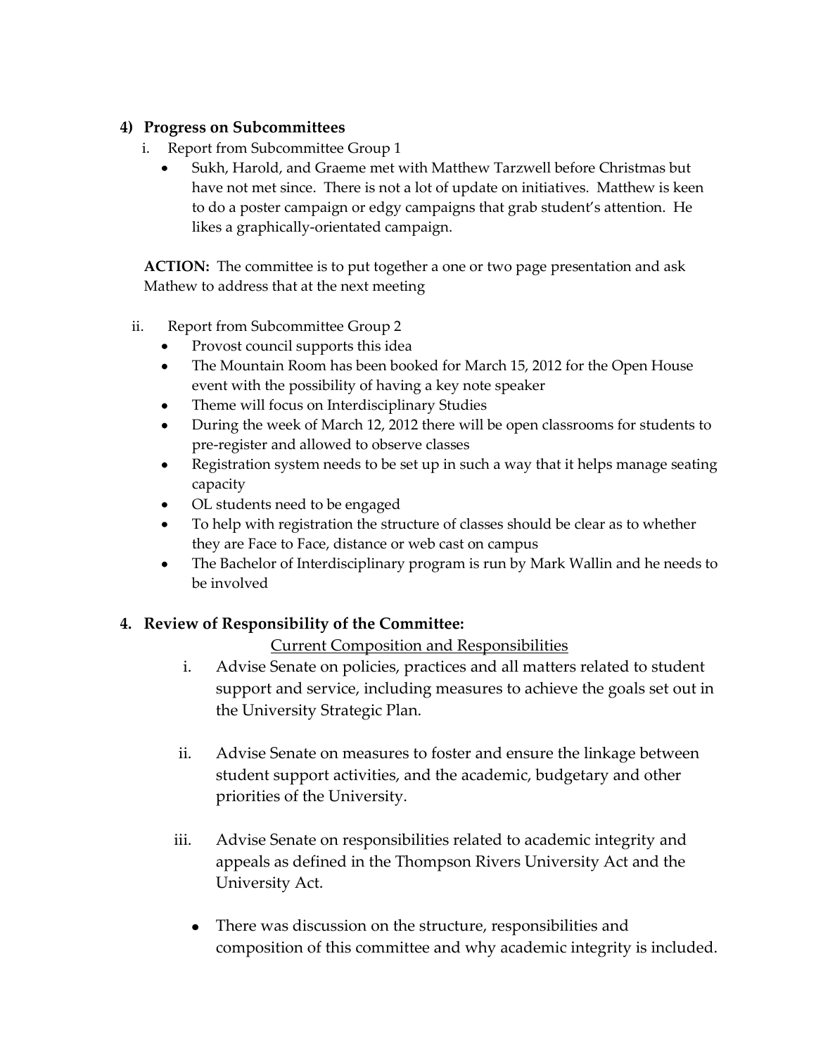## 4) Progress on Subcommittees

i. Report from Subcommittee Group 1

- Sukh, Harold, and Graeme met with Matthew Tarzwell before Christmas but have not met since. There is not a lot of update on initiatives. Matthew is keen to do a poster campaign or edgy campaigns that grab student's attention. He likes a graphically-orientated campaign.

**ACTION:** The committee is to put together a one or two page presentation and ask Mathew to address that at the next meeting

ii. Report from Subcommittee Group 2

- Provost council supports this idea
- The Mountain Room has been booked for March 15, 2012 for the Open House event with the possibility of having a key note speaker
- Theme will focus on Interdisciplinary Studies
- During the week of March 12, 2012 there will be open classrooms for students to pre-register and allowed to observe classes
- Registration system needs to be set up in such a way that it helps manage seating capacity
- OL students need to be engaged
- To help with registration the structure of classes should be clear as to whether they are Face to Face, distance or web cast on campus
- The Bachelor of Interdisciplinary program is run by Mark Wallin and he needs to be involved

## 4. Review of Responsibility of the Committee:

<u>Current Composition and Responsibilities</u>

i. Advise Senate on policies, practices and all matters related to student support and service, including measures to achieve the goals set out in the University Strategic Plan.

ii. Advise Senate on measures to foster and ensure the linkage between student support activities, and the academic, budgetary and other priorities of the University.

iii. Advise Senate on responsibilities related to academic integrity and appeals as defined in the Thompson Rivers University Act and the University Act.

- There was discussion on the structure, responsibilities and composition of this committee and why academic integrity is included.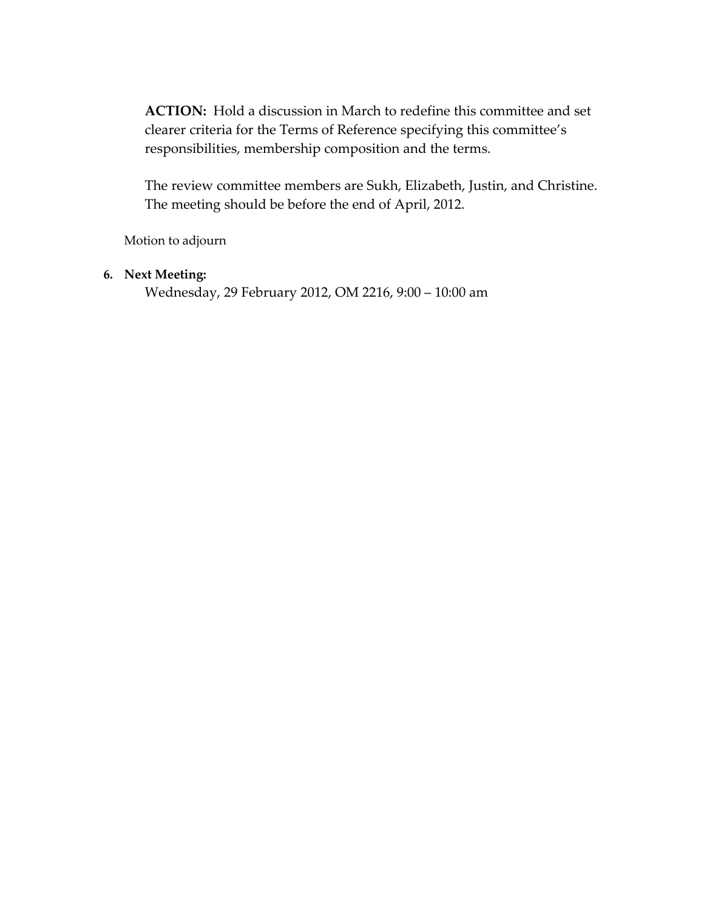**ACTION:** Hold a discussion in March to redefine this committee and set clearer criteria for the Terms of Reference specifying this committee's responsibilities, membership composition and the terms.

The review committee members are Sukh, Elizabeth, Justin, and Christine. The meeting should be before the end of April, 2012.

Motion to adjourn

6. **Next Meeting:**
   Wednesday, 29 February 2012, OM 2216, 9:00 – 10:00 am